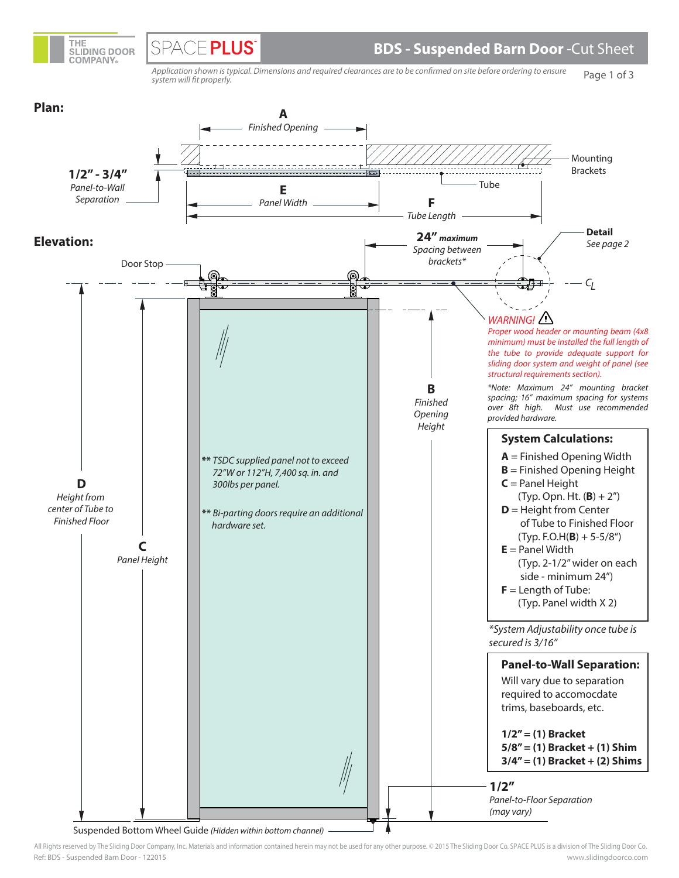THE SLIDING DOOR COMPANY®

SPACE PLUS

# BDS - Suspended Barn Door -Cut Sheet

*Application shown is typical. Dimensions and required clearances are to be confirmed on site before ordering to ensure system will fit properly.*

## Plan:

**A** *Finished Opening*

Mounting Brackets

**1/2" - 3/4"** *Panel-to-Wall Separation*

Tube

**E** *Panel Width*

**F** *Tube Length*

## Elevation:

**24"** ***maximum*** *Spacing between brackets**

**Detail** *See page 2*

Door Stop

$C_L$

*WARNING!* ⚠

*Proper wood header or mounting beam (4x8 minimum) must be installed the full length of the tube to provide adequate support for sliding door system and weight of panel (see structural requirements section).*

**B** *Finished Opening Height*

**D** *Height from center of Tube to Finished Floor*

**C** *Panel Height*

*\*Note: Maximum 24" mounting bracket spacing; 16" maximum spacing for systems over 8ft high. Must use recommended provided hardware.*

*** TSDC supplied panel not to exceed 72"W or 112"H, 7,400 sq. in. and 300lbs per panel.*

*** Bi-parting doors require an additional hardware set.*

### System Calculations:

- **A** = Finished Opening Width
- **B** = Finished Opening Height
- **C** = Panel Height (Typ. Opn. Ht. (**B**) + 2")
- **D** = Height from Center of Tube to Finished Floor (Typ. F.O.H(**B**) + 5-5/8")
- **E** = Panel Width (Typ. 2-1/2" wider on each side - minimum 24")
- **F** = Length of Tube: (Typ. Panel width X 2)

*\*System Adjustability once tube is secured is 3/16"*

### Panel-to-Wall Separation:

Will vary due to separation required to accomocdate trims, baseboards, etc.

**1/2" = (1) Bracket**
**5/8" = (1) Bracket + (1) Shim**
**3/4" = (1) Bracket + (2) Shims**

**1/2"** *Panel-to-Floor Separation (may vary)*

Suspended Bottom Wheel Guide *(Hidden within bottom channel)*

All Rights reserved by The Sliding Door Company, Inc. Materials and information contained herein may not be used for any other purpose. © 2015 The Sliding Door Co. SPACE PLUS is a division of The Sliding Door Co.
Ref: BDS - Suspended Barn Door - 122015 www.slidingdoorco.com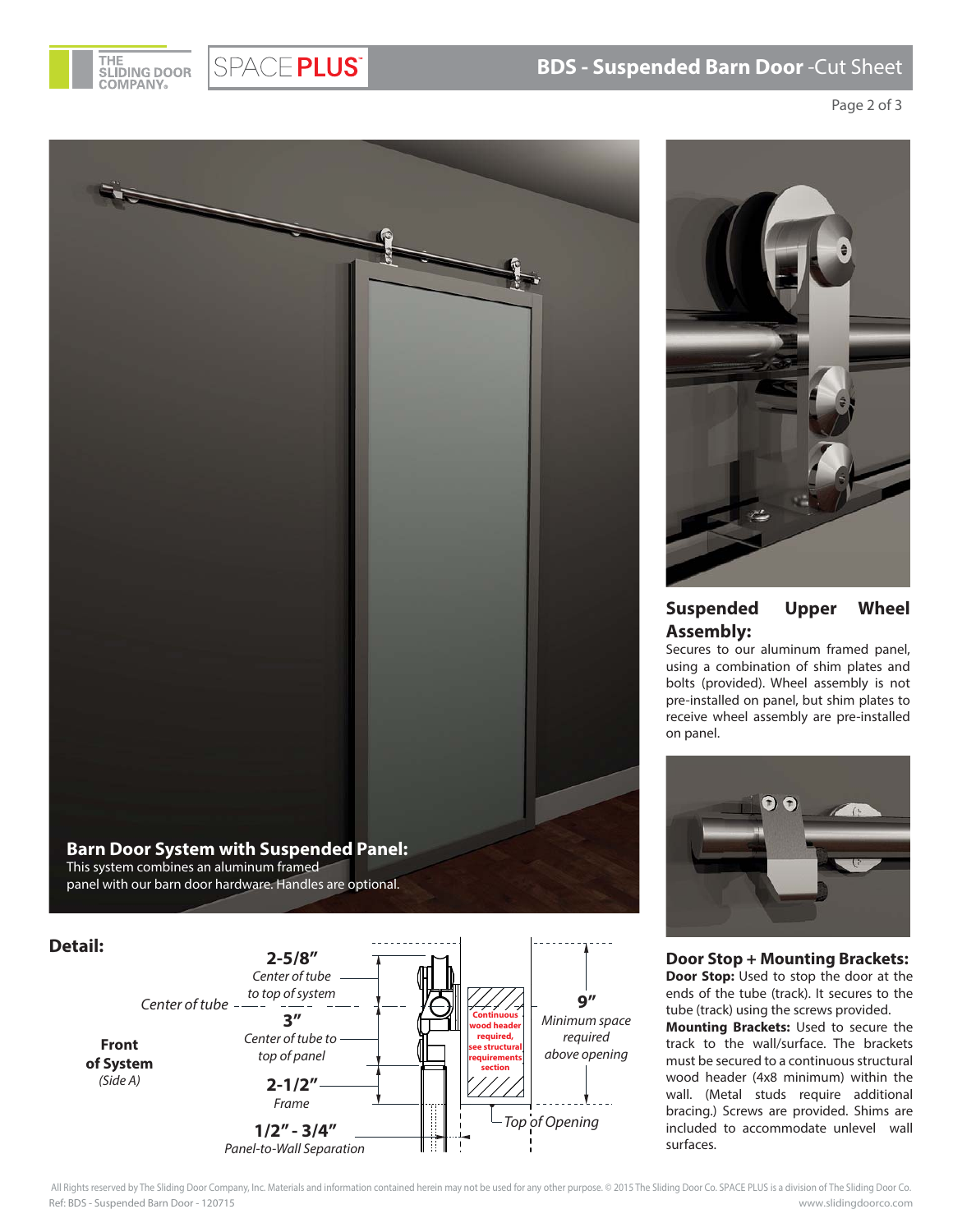# BDS - Suspended Barn Door -Cut Sheet

**Barn Door System with Suspended Panel:**
This system combines an aluminum framed panel with our barn door hardware. Handles are optional.

## Detail:

**Front of System**
*(Side A)*

*Center of tube*

**2-5/8"**
*Center of tube to top of system*

**3"**
*Center of tube to top of panel*

**2-1/2"**
*Frame*

**1/2" - 3/4"**
*Panel-to-Wall Separation*

Continuous wood header required, see structural requirements section

**9"**
*Minimum space required above opening*

*Top of Opening*

## Suspended Upper Wheel Assembly:

Secures to our aluminum framed panel, using a combination of shim plates and bolts (provided). Wheel assembly is not pre-installed on panel, but shim plates to receive wheel assembly are pre-installed on panel.

## Door Stop + Mounting Brackets:

**Door Stop:** Used to stop the door at the ends of the tube (track). It secures to the tube (track) using the screws provided.

**Mounting Brackets:** Used to secure the track to the wall/surface. The brackets must be secured to a continuous structural wood header (4x8 minimum) within the wall. (Metal studs require additional bracing.) Screws are provided. Shims are included to accommodate unlevel wall surfaces.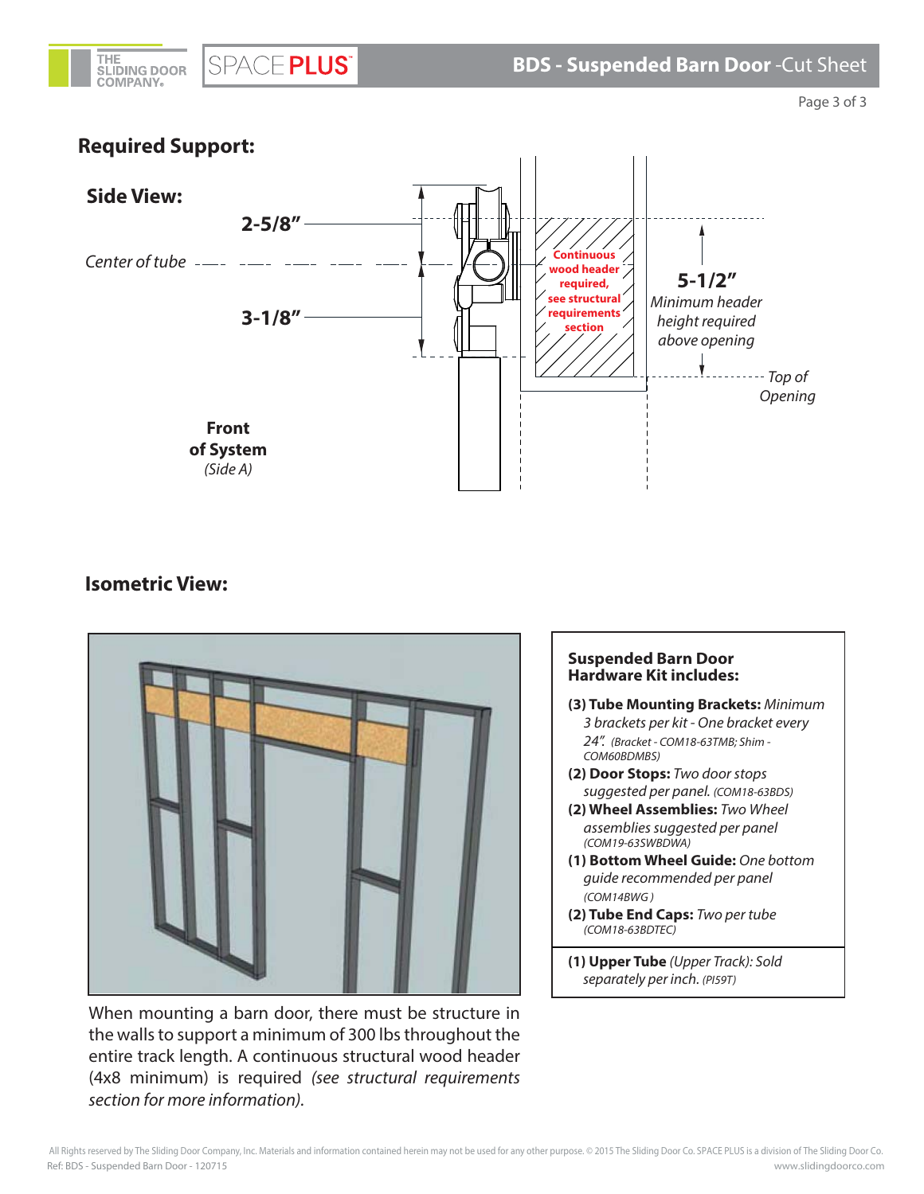## Required Support:

### Side View:

2-5/8"

*Center of tube*

3-1/8"

Continuous wood header required, see structural requirements section

5-1/2"
*Minimum header height required above opening*

*Top of Opening*

**Front of System**
*(Side A)*

### Isometric View:

When mounting a barn door, there must be structure in the walls to support a minimum of 300 lbs throughout the entire track length. A continuous structural wood header (4x8 minimum) is required *(see structural requirements section for more information).*

**Suspended Barn Door Hardware Kit includes:**

- **(3) Tube Mounting Brackets:** *Minimum 3 brackets per kit - One bracket every 24". (Bracket - COM18-63TMB; Shim - COM60BDMBS)*
- **(2) Door Stops:** *Two door stops suggested per panel. (COM18-63BDS)*
- **(2) Wheel Assemblies:** *Two Wheel assemblies suggested per panel (COM19-63SWBDWA)*
- **(1) Bottom Wheel Guide:** *One bottom guide recommended per panel (COM14BWG )*
- **(2) Tube End Caps:** *Two per tube (COM18-63BDTEC)*

**(1) Upper Tube** *(Upper Track): Sold separately per inch. (PI59T)*